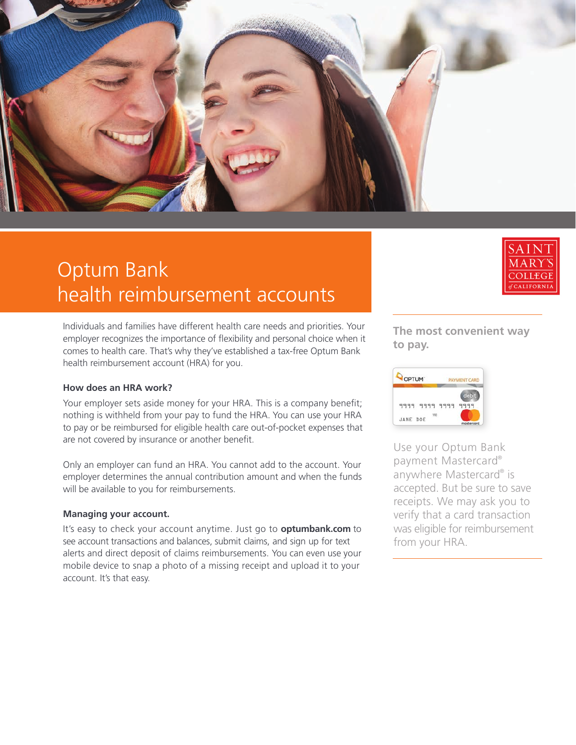# Optum Bank health reimbursement accounts

SAINT MARY'S COLLEGE of CALIFORNIA

Individuals and families have different health care needs and priorities. Your employer recognizes the importance of flexibility and personal choice when it comes to health care. That's why they've established a tax-free Optum Bank health reimbursement account (HRA) for you.

### How does an HRA work?

Your employer sets aside money for your HRA. This is a company benefit; nothing is withheld from your pay to fund the HRA. You can use your HRA to pay or be reimbursed for eligible health care out-of-pocket expenses that are not covered by insurance or another benefit.

Only an employer can fund an HRA. You cannot add to the account. Your employer determines the annual contribution amount and when the funds will be available to you for reimbursements.

### Managing your account.

It's easy to check your account anytime. Just go to **optumbank.com** to see account transactions and balances, submit claims, and sign up for text alerts and direct deposit of claims reimbursements. You can even use your mobile device to snap a photo of a missing receipt and upload it to your account. It's that easy.

### The most convenient way to pay.

Use your Optum Bank payment Mastercard® anywhere Mastercard® is accepted. But be sure to save receipts. We may ask you to verify that a card transaction was eligible for reimbursement from your HRA.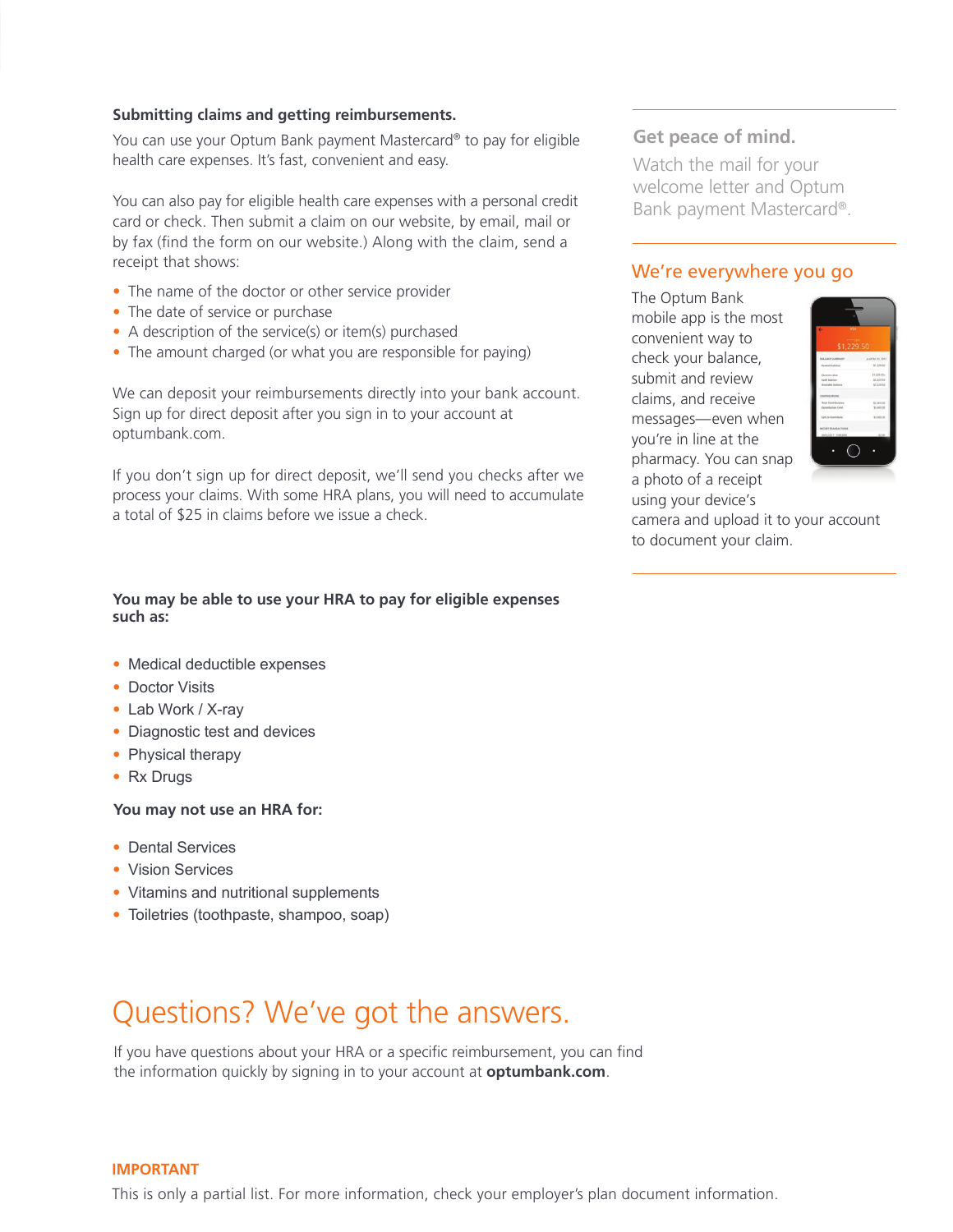**Submitting claims and getting reimbursements.**

You can use your Optum Bank payment Mastercard® to pay for eligible health care expenses. It's fast, convenient and easy.

You can also pay for eligible health care expenses with a personal credit card or check. Then submit a claim on our website, by email, mail or by fax (find the form on our website.) Along with the claim, send a receipt that shows:

- The name of the doctor or other service provider
- The date of service or purchase
- A description of the service(s) or item(s) purchased
- The amount charged (or what you are responsible for paying)

We can deposit your reimbursements directly into your bank account. Sign up for direct deposit after you sign in to your account at optumbank.com.

If you don't sign up for direct deposit, we'll send you checks after we process your claims. With some HRA plans, you will need to accumulate a total of $25 in claims before we issue a check.

**Get peace of mind.**

Watch the mail for your welcome letter and Optum Bank payment Mastercard®.

## We're everywhere you go

The Optum Bank mobile app is the most convenient way to check your balance, submit and review claims, and receive messages—even when you're in line at the pharmacy. You can snap a photo of a receipt using your device's camera and upload it to your account to document your claim.

**You may be able to use your HRA to pay for eligible expenses such as:**

- Medical deductible expenses
- Doctor Visits
- Lab Work / X-ray
- Diagnostic test and devices
- Physical therapy
- Rx Drugs

**You may not use an HRA for:**

- Dental Services
- Vision Services
- Vitamins and nutritional supplements
- Toiletries (toothpaste, shampoo, soap)

# Questions? We've got the answers.

If you have questions about your HRA or a specific reimbursement, you can find the information quickly by signing in to your account at **optumbank.com**.

**IMPORTANT**

This is only a partial list. For more information, check your employer's plan document information.